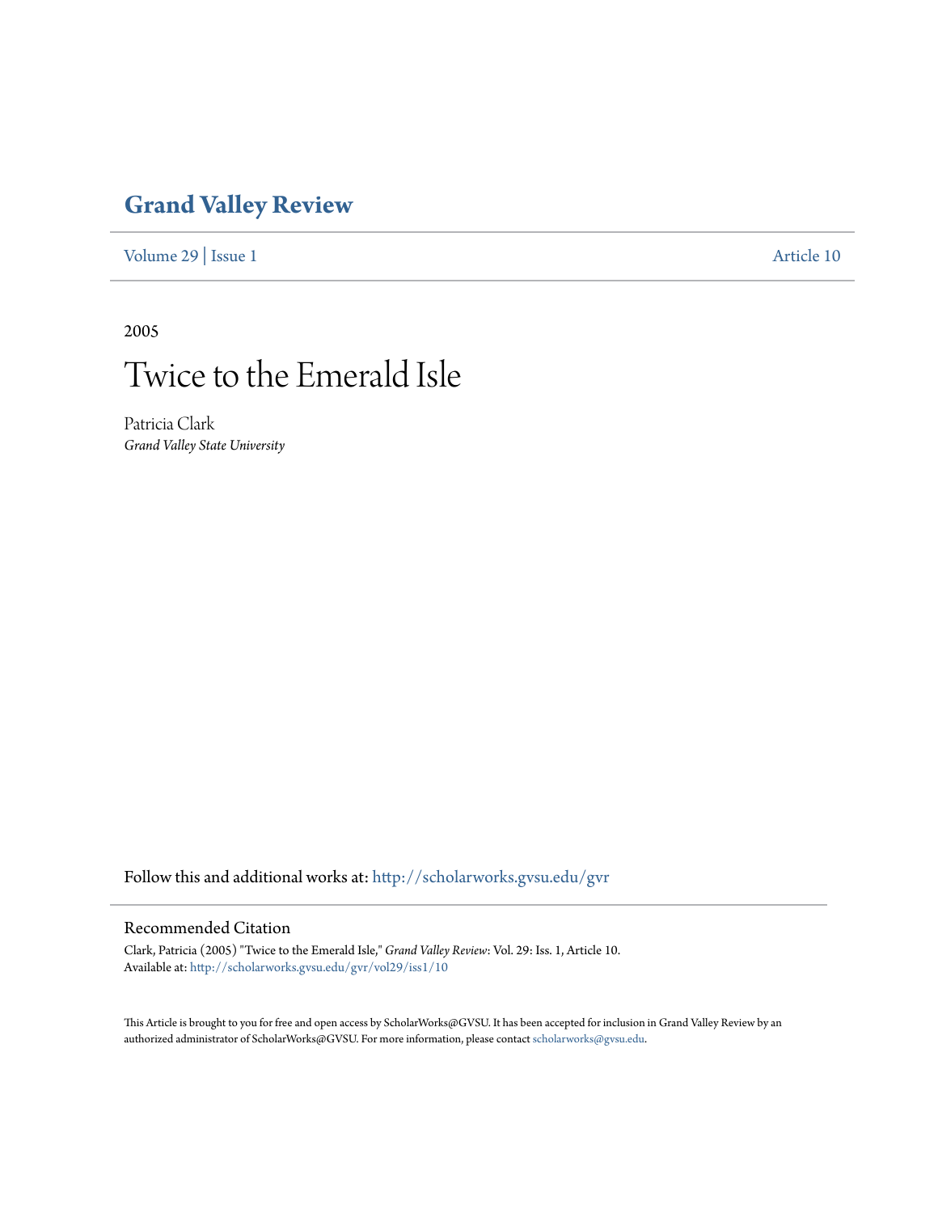# Grand Valley Review

Volume 29 | Issue 1 Article 10

2005

# Twice to the Emerald Isle

Patricia Clark
*Grand Valley State University*

Follow this and additional works at: http://scholarworks.gvsu.edu/gvr

## Recommended Citation

Clark, Patricia (2005) "Twice to the Emerald Isle," *Grand Valley Review*: Vol. 29: Iss. 1, Article 10.
Available at: http://scholarworks.gvsu.edu/gvr/vol29/iss1/10

This Article is brought to you for free and open access by ScholarWorks@GVSU. It has been accepted for inclusion in Grand Valley Review by an authorized administrator of ScholarWorks@GVSU. For more information, please contact scholarworks@gvsu.edu.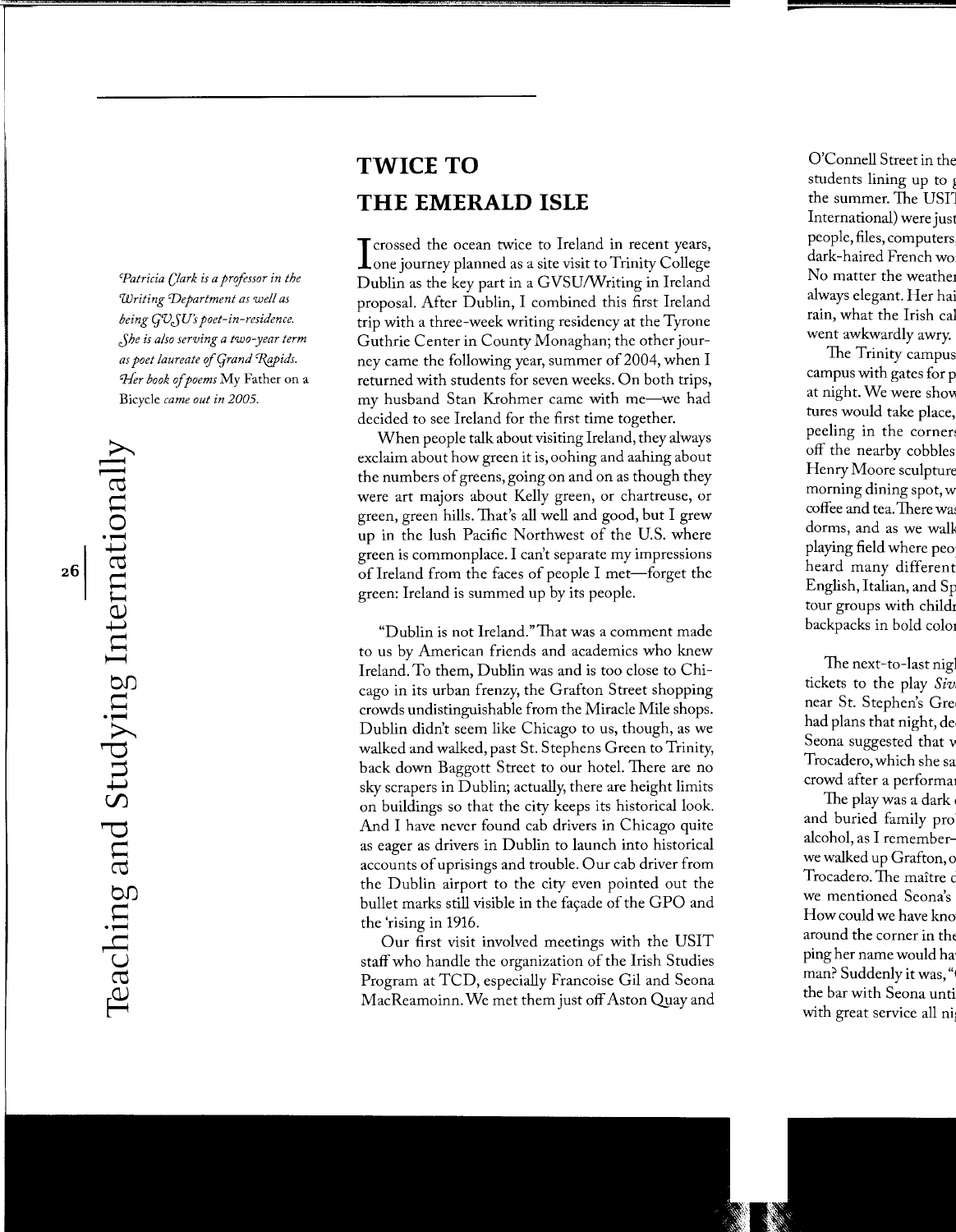# TWICE TO THE EMERALD ISLE

*Patricia Clark is a professor in the Writing Department as well as being GVSU's poet-in-residence. She is also serving a two-year term as poet laureate of Grand Rapids. Her book of poems* My Father on a Bicycle *came out in 2005.*

I crossed the ocean twice to Ireland in recent years, one journey planned as a site visit to Trinity College Dublin as the key part in a GVSU/Writing in Ireland proposal. After Dublin, I combined this first Ireland trip with a three-week writing residency at the Tyrone Guthrie Center in County Monaghan; the other journey came the following year, summer of 2004, when I returned with students for seven weeks. On both trips, my husband Stan Krohmer came with me—we had decided to see Ireland for the first time together.

When people talk about visiting Ireland, they always exclaim about how green it is, oohing and aahing about the numbers of greens, going on and on as though they were art majors about Kelly green, or chartreuse, or green, green hills. That's all well and good, but I grew up in the lush Pacific Northwest of the U.S. where green is commonplace. I can't separate my impressions of Ireland from the faces of people I met—forget the green: Ireland is summed up by its people.

"Dublin is not Ireland." That was a comment made to us by American friends and academics who knew Ireland. To them, Dublin was and is too close to Chicago in its urban frenzy, the Grafton Street shopping crowds undistinguishable from the Miracle Mile shops. Dublin didn't seem like Chicago to us, though, as we walked and walked, past St. Stephens Green to Trinity, back down Baggott Street to our hotel. There are no sky scrapers in Dublin; actually, there are height limits on buildings so that the city keeps its historical look. And I have never found cab drivers in Chicago quite as eager as drivers in Dublin to launch into historical accounts of uprisings and trouble. Our cab driver from the Dublin airport to the city even pointed out the bullet marks still visible in the façade of the GPO and the 'rising in 1916.

Our first visit involved meetings with the USIT staff who handle the organization of the Irish Studies Program at TCD, especially Francoise Gil and Seona MacReamoinn. We met them just off Aston Quay and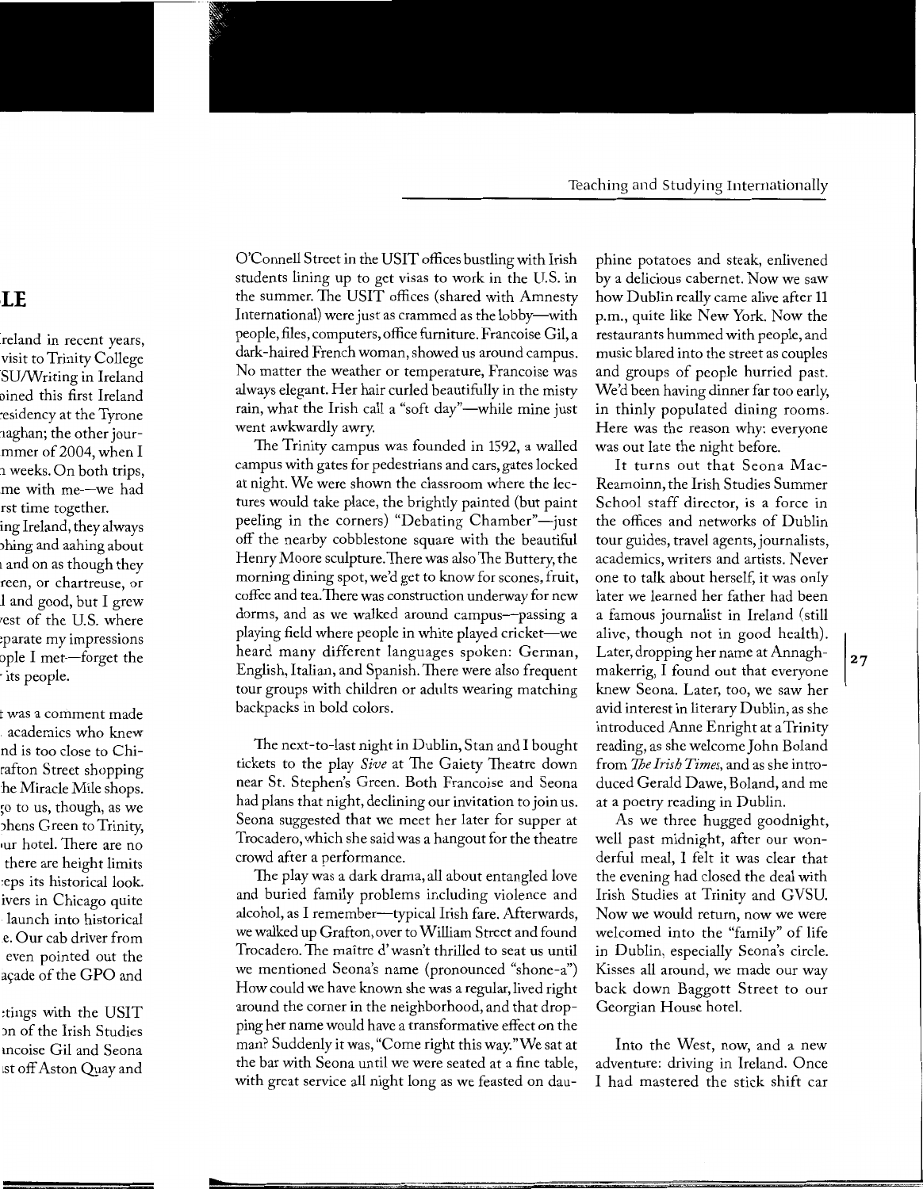O'Connell Street in the USIT offices bustling with Irish students lining up to get visas to work in the U.S. in the summer. The USIT offices (shared with Amnesty International) were just as crammed as the lobby—with people, files, computers, office furniture. Francoise Gil, a dark-haired French woman, showed us around campus. No matter the weather or temperature, Francoise was always elegant. Her hair curled beautifully in the misty rain, what the Irish call a "soft day"—while mine just went awkwardly awry.

The Trinity campus was founded in 1592, a walled campus with gates for pedestrians and cars, gates locked at night. We were shown the classroom where the lectures would take place, the brightly painted (but paint peeling in the corners) "Debating Chamber"—just off the nearby cobblestone square with the beautiful Henry Moore sculpture. There was also The Buttery, the morning dining spot, we'd get to know for scones, fruit, coffee and tea. There was construction underway for new dorms, and as we walked around campus—passing a playing field where people in white played cricket—we heard many different languages spoken: German, English, Italian, and Spanish. There were also frequent tour groups with children or adults wearing matching backpacks in bold colors.

The next-to-last night in Dublin, Stan and I bought tickets to the play *Sive* at The Gaiety Theatre down near St. Stephen's Green. Both Francoise and Seona had plans that night, declining our invitation to join us. Seona suggested that we meet her later for supper at Trocadero, which she said was a hangout for the theatre crowd after a performance.

The play was a dark drama, all about entangled love and buried family problems including violence and alcohol, as I remember—typical Irish fare. Afterwards, we walked up Grafton, over to William Street and found Trocadero. The maître d' wasn't thrilled to seat us until we mentioned Seona's name (pronounced "shone-a") How could we have known she was a regular, lived right around the corner in the neighborhood, and that dropping her name would have a transformative effect on the man? Suddenly it was, "Come right this way." We sat at the bar with Seona until we were seated at a fine table, with great service all night long as we feasted on dauphine potatoes and steak, enlivened by a delicious cabernet. Now we saw how Dublin really came alive after 11 p.m., quite like New York. Now the restaurants hummed with people, and music blared into the street as couples and groups of people hurried past. We'd been having dinner far too early, in thinly populated dining rooms. Here was the reason why: everyone was out late the night before.

It turns out that Seona MacReamoinn, the Irish Studies Summer School staff director, is a force in the offices and networks of Dublin tour guides, travel agents, journalists, academics, writers and artists. Never one to talk about herself, it was only later we learned her father had been a famous journalist in Ireland (still alive, though not in good health). Later, dropping her name at Annaghmakerrig, I found out that everyone knew Seona. Later, too, we saw her avid interest in literary Dublin, as she introduced Anne Enright at a Trinity reading, as she welcome John Boland from *The Irish Times*, and as she introduced Gerald Dawe, Boland, and me at a poetry reading in Dublin.

As we three hugged goodnight, well past midnight, after our wonderful meal, I felt it was clear that the evening had closed the deal with Irish Studies at Trinity and GVSU. Now we would return, now we were welcomed into the "family" of life in Dublin, especially Seona's circle. Kisses all around, we made our way back down Baggott Street to our Georgian House hotel.

Into the West, now, and a new adventure: driving in Ireland. Once I had mastered the stick shift car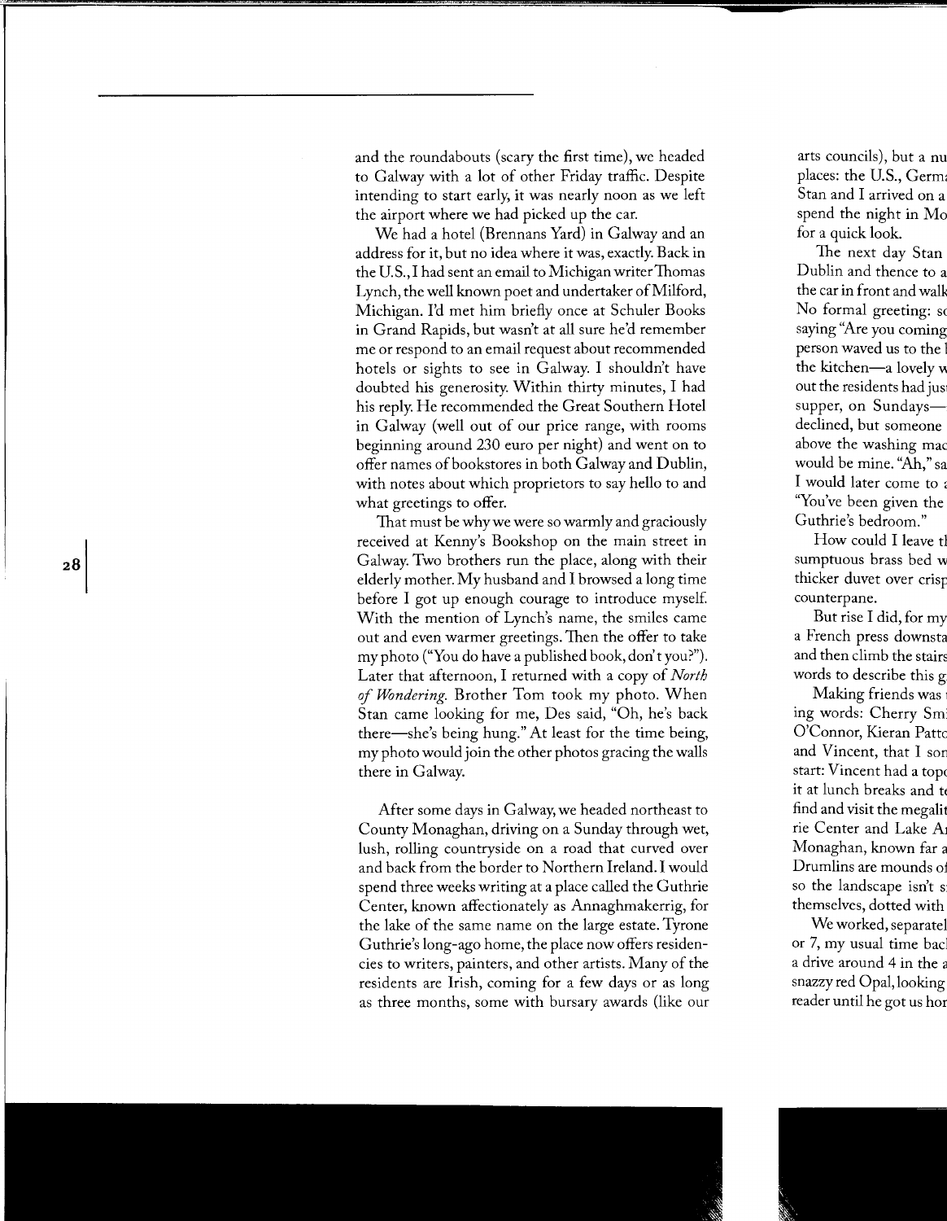and the roundabouts (scary the first time), we headed to Galway with a lot of other Friday traffic. Despite intending to start early, it was nearly noon as we left the airport where we had picked up the car.

We had a hotel (Brennans Yard) in Galway and an address for it, but no idea where it was, exactly. Back in the U.S., I had sent an email to Michigan writer Thomas Lynch, the well known poet and undertaker of Milford, Michigan. I'd met him briefly once at Schuler Books in Grand Rapids, but wasn't at all sure he'd remember me or respond to an email request about recommended hotels or sights to see in Galway. I shouldn't have doubted his generosity. Within thirty minutes, I had his reply. He recommended the Great Southern Hotel in Galway (well out of our price range, with rooms beginning around 230 euro per night) and went on to offer names of bookstores in both Galway and Dublin, with notes about which proprietors to say hello to and what greetings to offer.

That must be why we were so warmly and graciously received at Kenny's Bookshop on the main street in Galway. Two brothers run the place, along with their elderly mother. My husband and I browsed a long time before I got up enough courage to introduce myself. With the mention of Lynch's name, the smiles came out and even warmer greetings. Then the offer to take my photo ("You do have a published book, don't you?"). Later that afternoon, I returned with a copy of *North of Wondering*. Brother Tom took my photo. When Stan came looking for me, Des said, "Oh, he's back there—she's being hung." At least for the time being, my photo would join the other photos gracing the walls there in Galway.

After some days in Galway, we headed northeast to County Monaghan, driving on a Sunday through wet, lush, rolling countryside on a road that curved over and back from the border to Northern Ireland. I would spend three weeks writing at a place called the Guthrie Center, known affectionately as Annaghmakerrig, for the lake of the same name on the large estate. Tyrone Guthrie's long-ago home, the place now offers residencies to writers, painters, and other artists. Many of the residents are Irish, coming for a few days or as long as three months, some with bursary awards (like our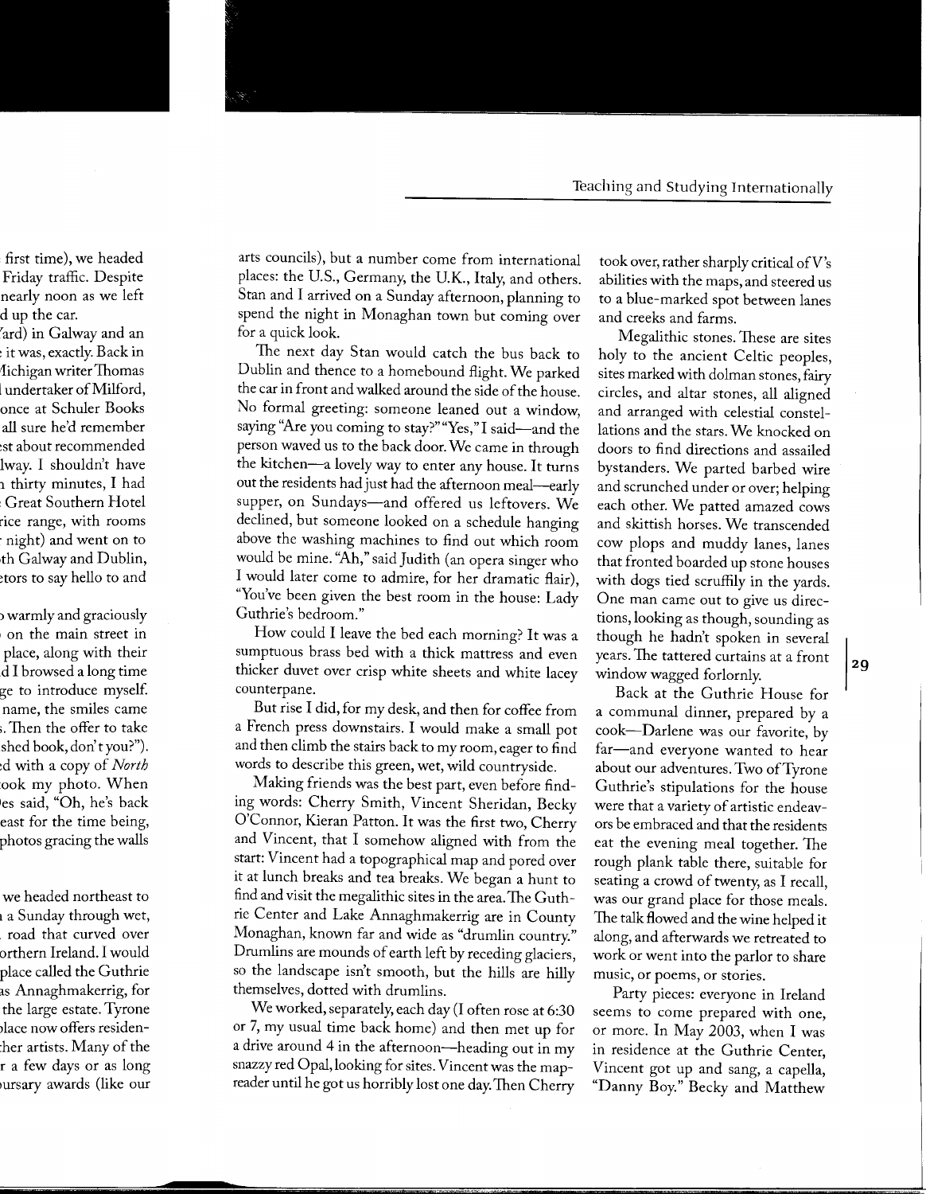arts councils), but a number come from international places: the U.S., Germany, the U.K., Italy, and others. Stan and I arrived on a Sunday afternoon, planning to spend the night in Monaghan town but coming over for a quick look.

The next day Stan would catch the bus back to Dublin and thence to a homebound flight. We parked the car in front and walked around the side of the house. No formal greeting: someone leaned out a window, saying "Are you coming to stay?" "Yes," I said—and the person waved us to the back door. We came in through the kitchen—a lovely way to enter any house. It turns out the residents had just had the afternoon meal—early supper, on Sundays—and offered us leftovers. We declined, but someone looked on a schedule hanging above the washing machines to find out which room would be mine. "Ah," said Judith (an opera singer who I would later come to admire, for her dramatic flair), "You've been given the best room in the house: Lady Guthrie's bedroom."

How could I leave the bed each morning? It was a sumptuous brass bed with a thick mattress and even thicker duvet over crisp white sheets and white lacey counterpane.

But rise I did, for my desk, and then for coffee from a French press downstairs. I would make a small pot and then climb the stairs back to my room, eager to find words to describe this green, wet, wild countryside.

Making friends was the best part, even before finding words: Cherry Smith, Vincent Sheridan, Becky O'Connor, Kieran Patton. It was the first two, Cherry and Vincent, that I somehow aligned with from the start: Vincent had a topographical map and pored over it at lunch breaks and tea breaks. We began a hunt to find and visit the megalithic sites in the area. The Guthrie Center and Lake Annaghmakerrig are in County Monaghan, known far and wide as "drumlin country." Drumlins are mounds of earth left by receding glaciers, so the landscape isn't smooth, but the hills are hilly themselves, dotted with drumlins.

We worked, separately, each day (I often rose at 6:30 or 7, my usual time back home) and then met up for a drive around 4 in the afternoon—heading out in my snazzy red Opal, looking for sites. Vincent was the map-reader until he got us horribly lost one day. Then Cherry took over, rather sharply critical of V's abilities with the maps, and steered us to a blue-marked spot between lanes and creeks and farms.

Megalithic stones. These are sites holy to the ancient Celtic peoples, sites marked with dolman stones, fairy circles, and altar stones, all aligned and arranged with celestial constellations and the stars. We knocked on doors to find directions and assailed bystanders. We parted barbed wire and scrunched under or over; helping each other. We patted amazed cows and skittish horses. We transcended cow plops and muddy lanes, lanes that fronted boarded up stone houses with dogs tied scruffily in the yards. One man came out to give us directions, looking as though, sounding as though he hadn't spoken in several years. The tattered curtains at a front window wagged forlornly.

Back at the Guthrie House for a communal dinner, prepared by a cook—Darlene was our favorite, by far—and everyone wanted to hear about our adventures. Two of Tyrone Guthrie's stipulations for the house were that a variety of artistic endeavors be embraced and that the residents eat the evening meal together. The rough plank table there, suitable for seating a crowd of twenty, as I recall, was our grand place for those meals. The talk flowed and the wine helped it along, and afterwards we retreated to work or went into the parlor to share music, or poems, or stories.

Party pieces: everyone in Ireland seems to come prepared with one, or more. In May 2003, when I was in residence at the Guthrie Center, Vincent got up and sang, a capella, "Danny Boy." Becky and Matthew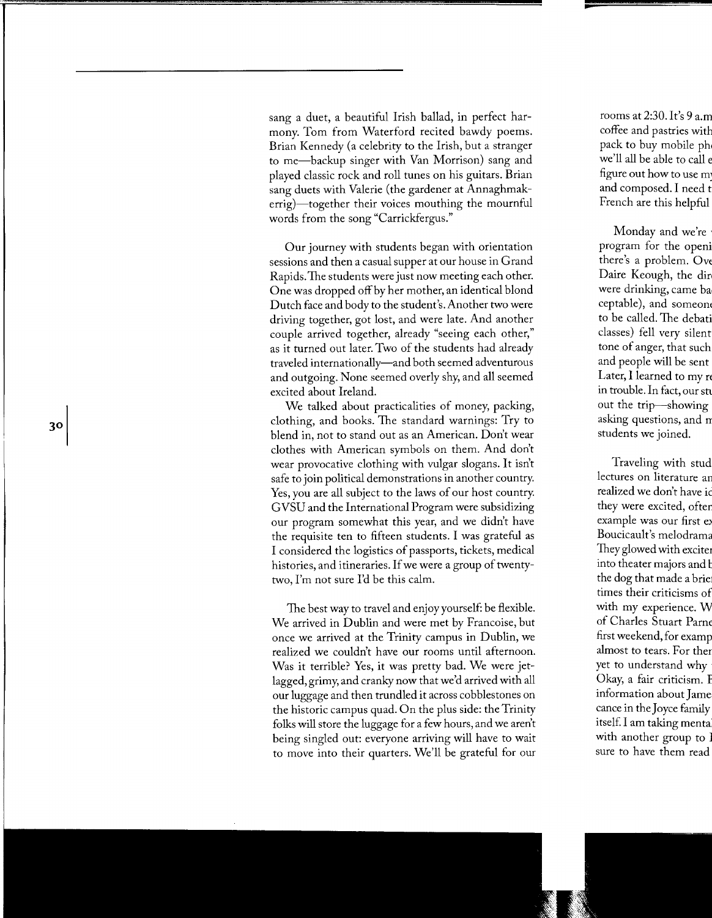sang a duet, a beautiful Irish ballad, in perfect harmony. Tom from Waterford recited bawdy poems. Brian Kennedy (a celebrity to the Irish, but a stranger to me—backup singer with Van Morrison) sang and played classic rock and roll tunes on his guitars. Brian sang duets with Valerie (the gardener at Annaghmakerrig)—together their voices mouthing the mournful words from the song "Carrickfergus."

Our journey with students began with orientation sessions and then a casual supper at our house in Grand Rapids. The students were just now meeting each other. One was dropped off by her mother, an identical blond Dutch face and body to the student's. Another two were driving together, got lost, and were late. And another couple arrived together, already "seeing each other," as it turned out later. Two of the students had already traveled internationally—and both seemed adventurous and outgoing. None seemed overly shy, and all seemed excited about Ireland.

We talked about practicalities of money, packing, clothing, and books. The standard warnings: Try to blend in, not to stand out as an American. Don't wear clothes with American symbols on them. And don't wear provocative clothing with vulgar slogans. It isn't safe to join political demonstrations in another country. Yes, you are all subject to the laws of our host country. GVSU and the International Program were subsidizing our program somewhat this year, and we didn't have the requisite ten to fifteen students. I was grateful as I considered the logistics of passports, tickets, medical histories, and itineraries. If we were a group of twenty-two, I'm not sure I'd be this calm.

The best way to travel and enjoy yourself: be flexible. We arrived in Dublin and were met by Francoise, but once we arrived at the Trinity campus in Dublin, we realized we couldn't have our rooms until afternoon. Was it terrible? Yes, it was pretty bad. We were jet-lagged, grimy, and cranky now that we'd arrived with all our luggage and then trundled it across cobblestones on the historic campus quad. On the plus side: the Trinity folks will store the luggage for a few hours, and we aren't being singled out: everyone arriving will have to wait to move into their quarters. We'll be grateful for our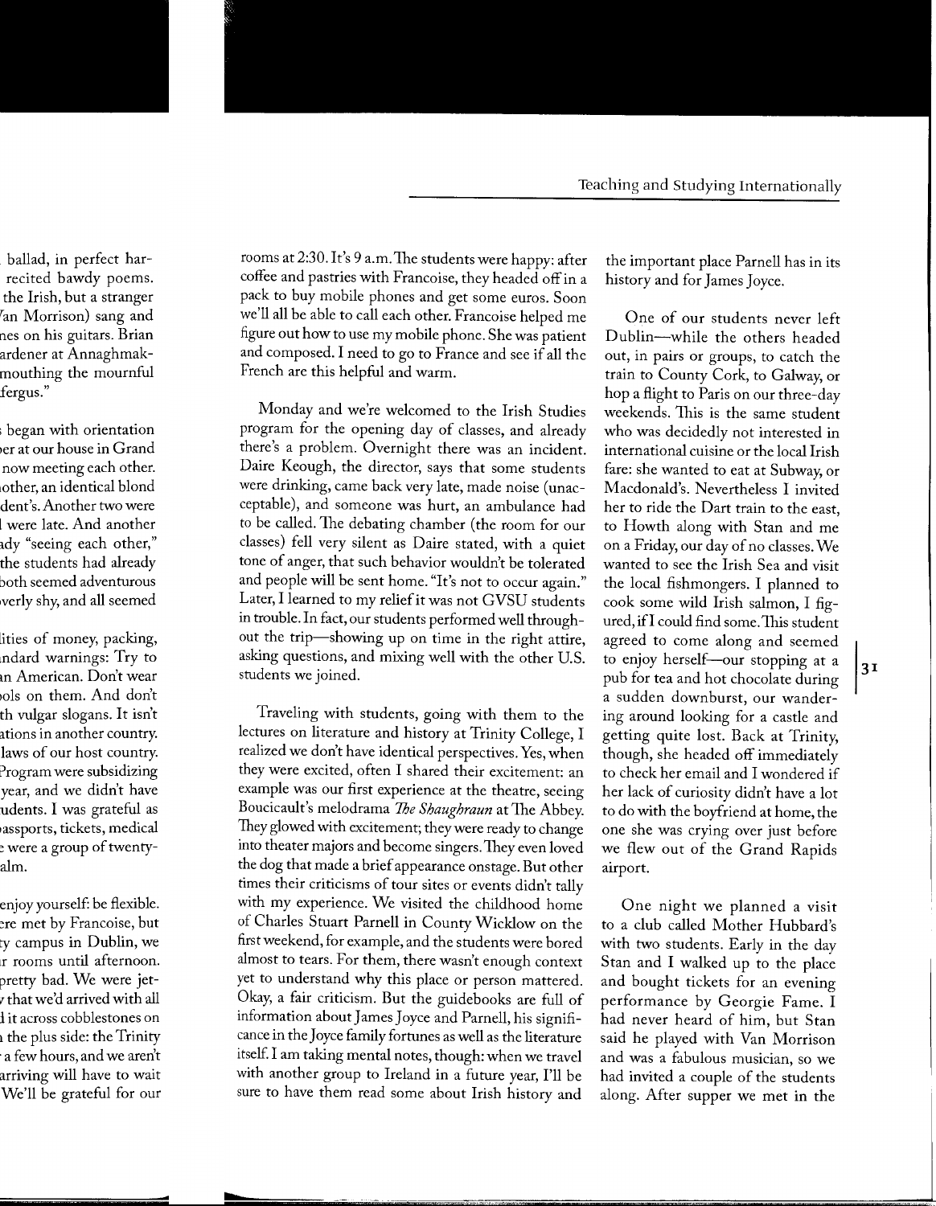rooms at 2:30. It's 9 a.m. The students were happy: after coffee and pastries with Francoise, they headed off in a pack to buy mobile phones and get some euros. Soon we'll all be able to call each other. Francoise helped me figure out how to use my mobile phone. She was patient and composed. I need to go to France and see if all the French are this helpful and warm.

Monday and we're welcomed to the Irish Studies program for the opening day of classes, and already there's a problem. Overnight there was an incident. Daire Keough, the director, says that some students were drinking, came back very late, made noise (unacceptable), and someone was hurt, an ambulance had to be called. The debating chamber (the room for our classes) fell very silent as Daire stated, with a quiet tone of anger, that such behavior wouldn't be tolerated and people will be sent home. "It's not to occur again." Later, I learned to my relief it was not GVSU students in trouble. In fact, our students performed well throughout the trip—showing up on time in the right attire, asking questions, and mixing well with the other U.S. students we joined.

Traveling with students, going with them to the lectures on literature and history at Trinity College, I realized we don't have identical perspectives. Yes, when they were excited, often I shared their excitement: an example was our first experience at the theatre, seeing Boucicault's melodrama *The Shaughraun* at The Abbey. They glowed with excitement; they were ready to change into theater majors and become singers. They even loved the dog that made a brief appearance onstage. But other times their criticisms of tour sites or events didn't tally with my experience. We visited the childhood home of Charles Stuart Parnell in County Wicklow on the first weekend, for example, and the students were bored almost to tears. For them, there wasn't enough context yet to understand why this place or person mattered. Okay, a fair criticism. But the guidebooks are full of information about James Joyce and Parnell, his significance in the Joyce family fortunes as well as the literature itself. I am taking mental notes, though: when we travel with another group to Ireland in a future year, I'll be sure to have them read some about Irish history and the important place Parnell has in its history and for James Joyce.

One of our students never left Dublin—while the others headed out, in pairs or groups, to catch the train to County Cork, to Galway, or hop a flight to Paris on our three-day weekends. This is the same student who was decidedly not interested in international cuisine or the local Irish fare: she wanted to eat at Subway, or Macdonald's. Nevertheless I invited her to ride the Dart train to the east, to Howth along with Stan and me on a Friday, our day of no classes. We wanted to see the Irish Sea and visit the local fishmongers. I planned to cook some wild Irish salmon, I figured, if I could find some. This student agreed to come along and seemed to enjoy herself—our stopping at a pub for tea and hot chocolate during a sudden downburst, our wandering around looking for a castle and getting quite lost. Back at Trinity, though, she headed off immediately to check her email and I wondered if her lack of curiosity didn't have a lot to do with the boyfriend at home, the one she was crying over just before we flew out of the Grand Rapids airport.

One night we planned a visit to a club called Mother Hubbard's with two students. Early in the day Stan and I walked up to the place and bought tickets for an evening performance by Georgie Fame. I had never heard of him, but Stan said he played with Van Morrison and was a fabulous musician, so we had invited a couple of the students along. After supper we met in the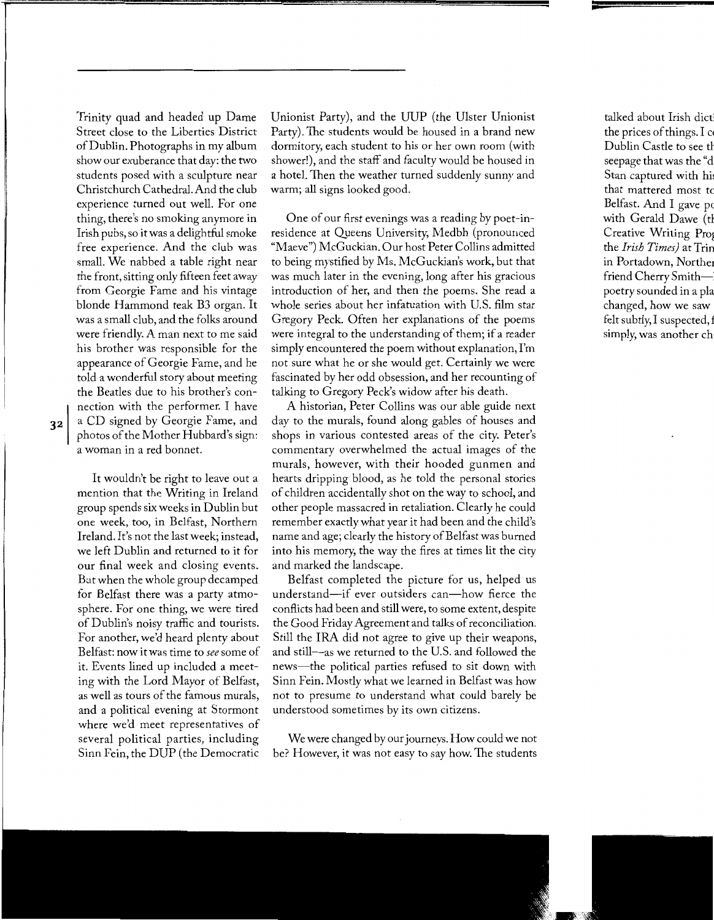Trinity quad and headed up Dame Street close to the Liberties District of Dublin. Photographs in my album show our exuberance that day: the two students posed with a sculpture near Christchurch Cathedral. And the club experience turned out well. For one thing, there's no smoking anymore in Irish pubs, so it was a delightful smoke free experience. And the club was small. We nabbed a table right near the front, sitting only fifteen feet away from Georgie Fame and his vintage blonde Hammond teak B3 organ. It was a small club, and the folks around were friendly. A man next to me said his brother was responsible for the appearance of Georgie Fame, and he told a wonderful story about meeting the Beatles due to his brother's connection with the performer. I have a CD signed by Georgie Fame, and photos of the Mother Hubbard's sign: a woman in a red bonnet.

It wouldn't be right to leave out a mention that the Writing in Ireland group spends six weeks in Dublin but one week, too, in Belfast, Northern Ireland. It's not the last week; instead, we left Dublin and returned to it for our final week and closing events. But when the whole group decamped for Belfast there was a party atmosphere. For one thing, we were tired of Dublin's noisy traffic and tourists. For another, we'd heard plenty about Belfast: now it was time to *see* some of it. Events lined up included a meeting with the Lord Mayor of Belfast, as well as tours of the famous murals, and a political evening at Stormont where we'd meet representatives of several political parties, including Sinn Fein, the DUP (the Democratic Unionist Party), and the UUP (the Ulster Unionist Party). The students would be housed in a brand new dormitory, each student to his or her own room (with shower!), and the staff and faculty would be housed in a hotel. Then the weather turned suddenly sunny and warm; all signs looked good.

One of our first evenings was a reading by poet-in-residence at Queens University, Medbh (pronounced "Maeve") McGuckian. Our host Peter Collins admitted to being mystified by Ms. McGuckian's work, but that was much later in the evening, long after his gracious introduction of her, and then the poems. She read a whole series about her infatuation with U.S. film star Gregory Peck. Often her explanations of the poems were integral to the understanding of them; if a reader simply encountered the poem without explanation, I'm not sure what he or she would get. Certainly we were fascinated by her odd obsession, and her recounting of talking to Gregory Peck's widow after his death.

A historian, Peter Collins was our able guide next day to the murals, found along gables of houses and shops in various contested areas of the city. Peter's commentary overwhelmed the actual images of the murals, however, with their hooded gunmen and hearts dripping blood, as he told the personal stories of children accidentally shot on the way to school, and other people massacred in retaliation. Clearly he could remember exactly what year it had been and the child's name and age; clearly the history of Belfast was burned into his memory, the way the fires at times lit the city and marked the landscape.

Belfast completed the picture for us, helped us understand—if ever outsiders can—how fierce the conflicts had been and still were, to some extent, despite the Good Friday Agreement and talks of reconciliation. Still the IRA did not agree to give up their weapons, and still—as we returned to the U.S. and followed the news—the political parties refused to sit down with Sinn Fein. Mostly what we learned in Belfast was how not to presume to understand what could barely be understood sometimes by its own citizens.

We were changed by our journeys. How could we not be? However, it was not easy to say how. The students talked about Irish dict[...] the prices of things. I c[...] Dublin Castle to see t[...] seepage that was the "d[...] Stan captured with hi[...] that mattered most t[...] Belfast. And I gave p[...] with Gerald Dawe (t[...] Creative Writing Pro[...] the *Irish Times*) at Trin[...] in Portadown, Northe[...] friend Cherry Smith—[...] poetry sounded in a pla[...] changed, how we saw [...] felt subtly, I suspected, [...] simply, was another ch[...]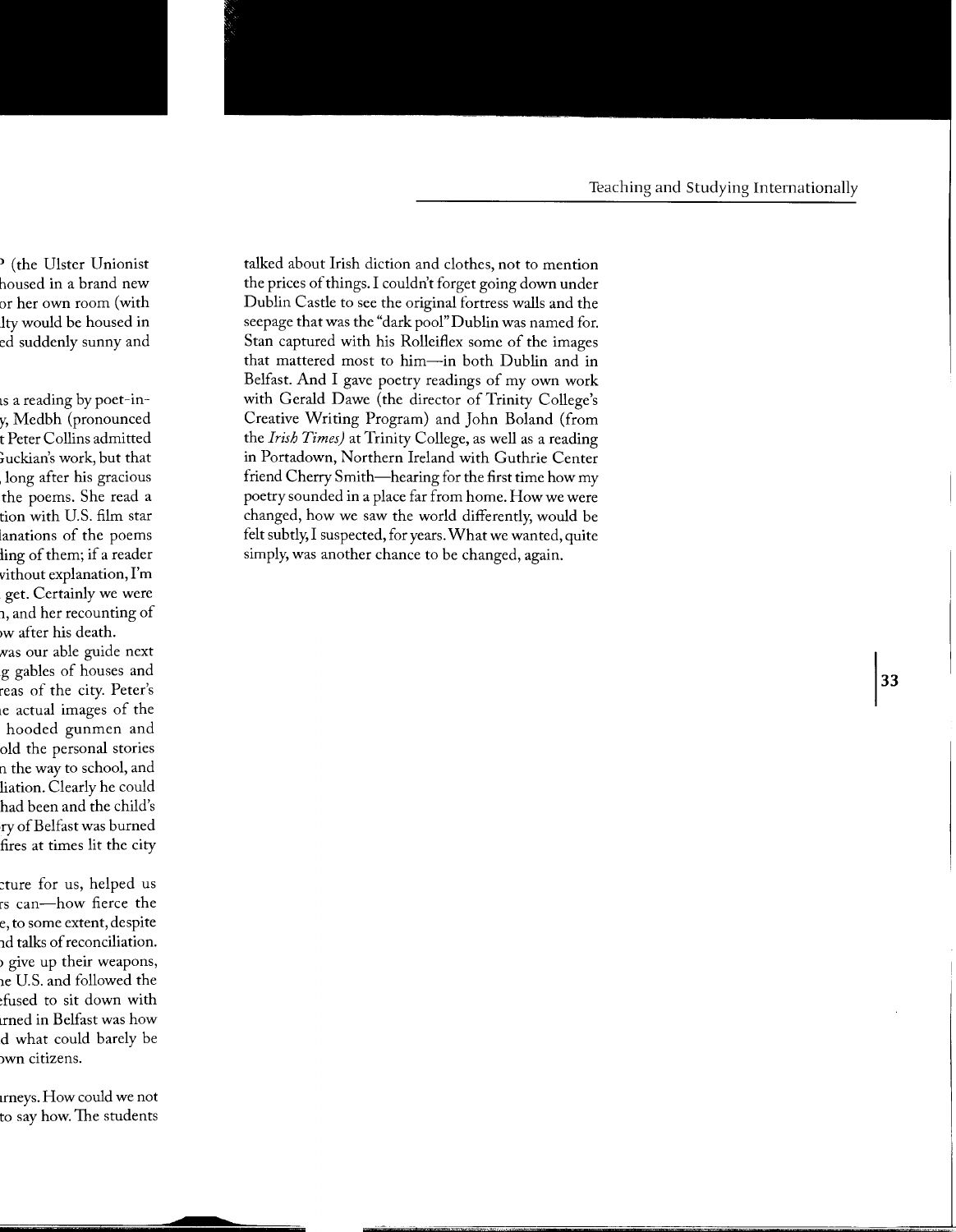talked about Irish diction and clothes, not to mention the prices of things. I couldn't forget going down under Dublin Castle to see the original fortress walls and the seepage that was the "dark pool" Dublin was named for. Stan captured with his Rolleiflex some of the images that mattered most to him—in both Dublin and in Belfast. And I gave poetry readings of my own work with Gerald Dawe (the director of Trinity College's Creative Writing Program) and John Boland (from the *Irish Times)* at Trinity College, as well as a reading in Portadown, Northern Ireland with Guthrie Center friend Cherry Smith—hearing for the first time how my poetry sounded in a place far from home. How we were changed, how we saw the world differently, would be felt subtly, I suspected, for years. What we wanted, quite simply, was another chance to be changed, again.